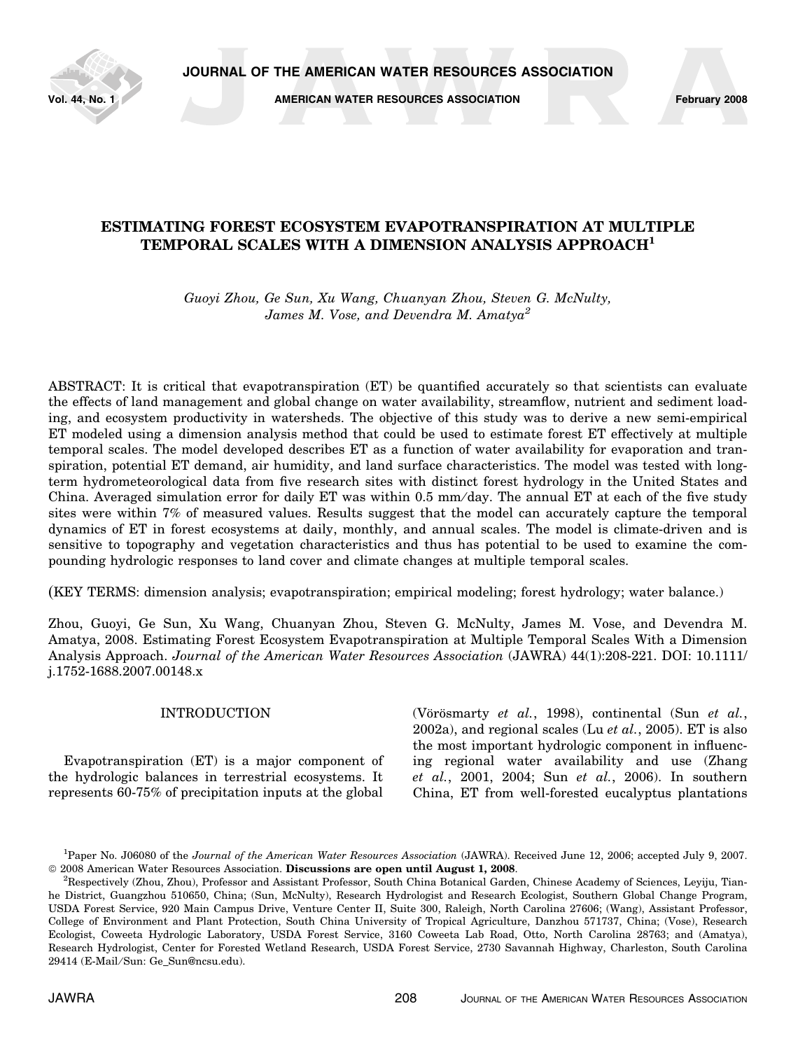# ESTIMATING FOREST ECOSYSTEM EVAPOTRANSPIRATION AT MULTIPLE TEMPORAL SCALES WITH A DIMENSION ANALYSIS APPROACH[1]

*Guoyi Zhou, Ge Sun, Xu Wang, Chuanyan Zhou, Steven G. McNulty, James M. Vose, and Devendra M. Amatya*[2]

ABSTRACT: It is critical that evapotranspiration (ET) be quantified accurately so that scientists can evaluate the effects of land management and global change on water availability, streamflow, nutrient and sediment loading, and ecosystem productivity in watersheds. The objective of this study was to derive a new semi-empirical ET modeled using a dimension analysis method that could be used to estimate forest ET effectively at multiple temporal scales. The model developed describes ET as a function of water availability for evaporation and transpiration, potential ET demand, air humidity, and land surface characteristics. The model was tested with long-term hydrometeorological data from five research sites with distinct forest hydrology in the United States and China. Averaged simulation error for daily ET was within 0.5 mm/day. The annual ET at each of the five study sites were within 7% of measured values. Results suggest that the model can accurately capture the temporal dynamics of ET in forest ecosystems at daily, monthly, and annual scales. The model is climate-driven and is sensitive to topography and vegetation characteristics and thus has potential to be used to examine the compounding hydrologic responses to land cover and climate changes at multiple temporal scales.

(KEY TERMS: dimension analysis; evapotranspiration; empirical modeling; forest hydrology; water balance.)

Zhou, Guoyi, Ge Sun, Xu Wang, Chuanyan Zhou, Steven G. McNulty, James M. Vose, and Devendra M. Amatya, 2008. Estimating Forest Ecosystem Evapotranspiration at Multiple Temporal Scales With a Dimension Analysis Approach. *Journal of the American Water Resources Association* (JAWRA) 44(1):208-221. DOI: 10.1111/j.1752-1688.2007.00148.x

## INTRODUCTION

Evapotranspiration (ET) is a major component of the hydrologic balances in terrestrial ecosystems. It represents 60-75% of precipitation inputs at the global (Vörösmarty *et al.*, 1998), continental (Sun *et al.*, 2002a), and regional scales (Lu *et al.*, 2005). ET is also the most important hydrologic component in influencing regional water availability and use (Zhang *et al.*, 2001, 2004; Sun *et al.*, 2006). In southern China, ET from well-forested eucalyptus plantations

---

[1]Paper No. J06080 of the *Journal of the American Water Resources Association* (JAWRA). Received June 12, 2006; accepted July 9, 2007. © 2008 American Water Resources Association. **Discussions are open until August 1, 2008**.

[2]Respectively (Zhou, Zhou), Professor and Assistant Professor, South China Botanical Garden, Chinese Academy of Sciences, Leyiju, Tianhe District, Guangzhou 510650, China; (Sun, McNulty), Research Hydrologist and Research Ecologist, Southern Global Change Program, USDA Forest Service, 920 Main Campus Drive, Venture Center II, Suite 300, Raleigh, North Carolina 27606; (Wang), Assistant Professor, College of Environment and Plant Protection, South China University of Tropical Agriculture, Danzhou 571737, China; (Vose), Research Ecologist, Coweeta Hydrologic Laboratory, USDA Forest Service, 3160 Coweeta Lab Road, Otto, North Carolina 28763; and (Amatya), Research Hydrologist, Center for Forested Wetland Research, USDA Forest Service, 2730 Savannah Highway, Charleston, South Carolina 29414 (E-Mail/Sun: Ge_Sun@ncsu.edu).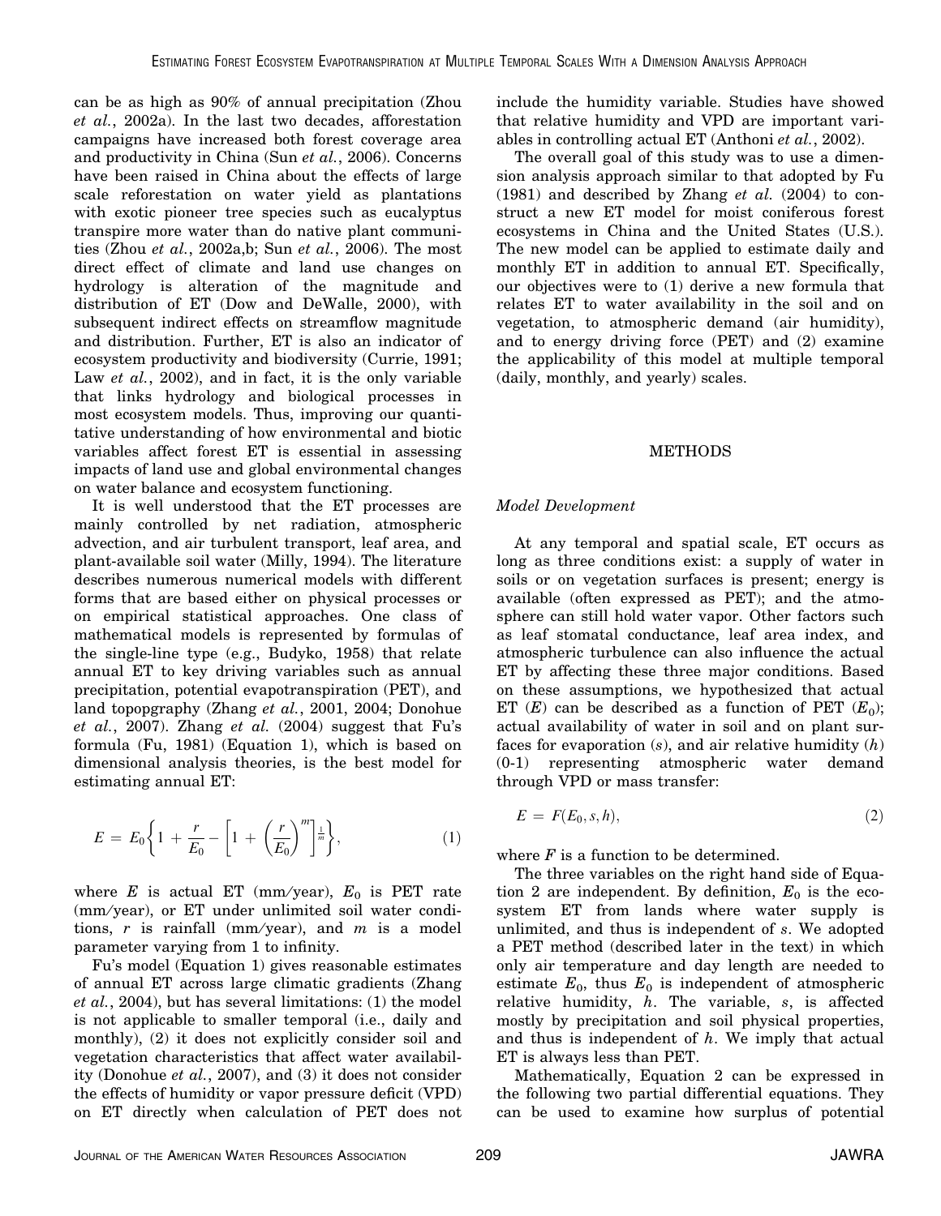can be as high as 90% of annual precipitation (Zhou *et al.*, 2002a). In the last two decades, afforestation campaigns have increased both forest coverage area and productivity in China (Sun *et al.*, 2006). Concerns have been raised in China about the effects of large scale reforestation on water yield as plantations with exotic pioneer tree species such as eucalyptus transpire more water than do native plant communities (Zhou *et al.*, 2002a,b; Sun *et al.*, 2006). The most direct effect of climate and land use changes on hydrology is alteration of the magnitude and distribution of ET (Dow and DeWalle, 2000), with subsequent indirect effects on streamflow magnitude and distribution. Further, ET is also an indicator of ecosystem productivity and biodiversity (Currie, 1991; Law *et al.*, 2002), and in fact, it is the only variable that links hydrology and biological processes in most ecosystem models. Thus, improving our quantitative understanding of how environmental and biotic variables affect forest ET is essential in assessing impacts of land use and global environmental changes on water balance and ecosystem functioning.

It is well understood that the ET processes are mainly controlled by net radiation, atmospheric advection, and air turbulent transport, leaf area, and plant-available soil water (Milly, 1994). The literature describes numerous numerical models with different forms that are based either on physical processes or on empirical statistical approaches. One class of mathematical models is represented by formulas of the single-line type (e.g., Budyko, 1958) that relate annual ET to key driving variables such as annual precipitation, potential evapotranspiration (PET), and land topopgraphy (Zhang *et al.*, 2001, 2004; Donohue *et al.*, 2007). Zhang *et al.* (2004) suggest that Fu's formula (Fu, 1981) (Equation 1), which is based on dimensional analysis theories, is the best model for estimating annual ET:

$$E = E_0\left\{1 + \frac{r}{E_0} - \left[1 + \left(\frac{r}{E_0}\right)^m\right]^{\frac{1}{m}}\right\}, \tag{1}$$

where $E$ is actual ET (mm/year), $E_0$ is PET rate (mm/year), or ET under unlimited soil water conditions, $r$ is rainfall (mm/year), and $m$ is a model parameter varying from 1 to infinity.

Fu's model (Equation 1) gives reasonable estimates of annual ET across large climatic gradients (Zhang *et al.*, 2004), but has several limitations: (1) the model is not applicable to smaller temporal (i.e., daily and monthly), (2) it does not explicitly consider soil and vegetation characteristics that affect water availability (Donohue *et al.*, 2007), and (3) it does not consider the effects of humidity or vapor pressure deficit (VPD) on ET directly when calculation of PET does not include the humidity variable. Studies have showed that relative humidity and VPD are important variables in controlling actual ET (Anthoni *et al.*, 2002).

The overall goal of this study was to use a dimension analysis approach similar to that adopted by Fu (1981) and described by Zhang *et al.* (2004) to construct a new ET model for moist coniferous forest ecosystems in China and the United States (U.S.). The new model can be applied to estimate daily and monthly ET in addition to annual ET. Specifically, our objectives were to (1) derive a new formula that relates ET to water availability in the soil and on vegetation, to atmospheric demand (air humidity), and to energy driving force (PET) and (2) examine the applicability of this model at multiple temporal (daily, monthly, and yearly) scales.

## METHODS

### *Model Development*

At any temporal and spatial scale, ET occurs as long as three conditions exist: a supply of water in soils or on vegetation surfaces is present; energy is available (often expressed as PET); and the atmosphere can still hold water vapor. Other factors such as leaf stomatal conductance, leaf area index, and atmospheric turbulence can also influence the actual ET by affecting these three major conditions. Based on these assumptions, we hypothesized that actual ET ($E$) can be described as a function of PET ($E_0$); actual availability of water in soil and on plant surfaces for evaporation ($s$), and air relative humidity ($h$) (0-1) representing atmospheric water demand through VPD or mass transfer:

$$E = F(E_0, s, h), \tag{2}$$

where $F$ is a function to be determined.

The three variables on the right hand side of Equation 2 are independent. By definition, $E_0$ is the ecosystem ET from lands where water supply is unlimited, and thus is independent of $s$. We adopted a PET method (described later in the text) in which only air temperature and day length are needed to estimate $E_0$, thus $E_0$ is independent of atmospheric relative humidity, $h$. The variable, $s$, is affected mostly by precipitation and soil physical properties, and thus is independent of $h$. We imply that actual ET is always less than PET.

Mathematically, Equation 2 can be expressed in the following two partial differential equations. They can be used to examine how surplus of potential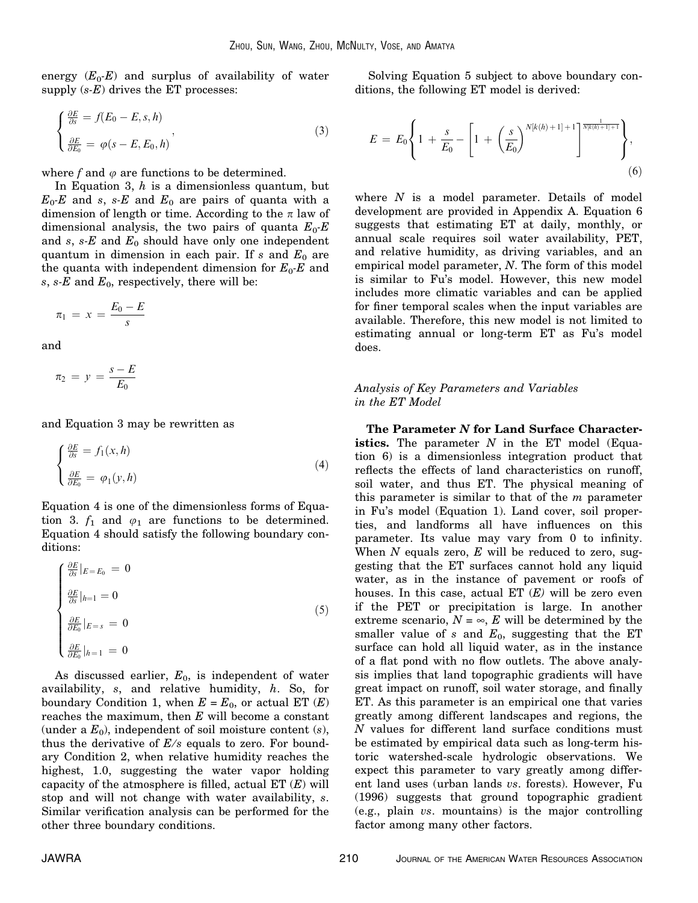energy ($E_0$-$E$) and surplus of availability of water supply ($s$-$E$) drives the ET processes:

$$\begin{cases} \frac{\partial E}{\partial s} = f(E_0 - E, s, h) \\ \frac{\partial E}{\partial E_0} = \varphi(s - E, E_0, h) \end{cases}, \tag{3}$$

where $f$ and $\varphi$ are functions to be determined.

In Equation 3, $h$ is a dimensionless quantum, but $E_0$-$E$ and $s$, $s$-$E$ and $E_0$ are pairs of quanta with a dimension of length or time. According to the $\pi$ law of dimensional analysis, the two pairs of quanta $E_0$-$E$ and $s$, $s$-$E$ and $E_0$ should have only one independent quantum in dimension in each pair. If $s$ and $E_0$ are the quanta with independent dimension for $E_0$-$E$ and $s$, $s$-$E$ and $E_0$, respectively, there will be:

$$\pi_1 = x = \frac{E_0 - E}{s}$$

and

$$\pi_2 = y = \frac{s - E}{E_0}$$

and Equation 3 may be rewritten as

$$\begin{cases} \frac{\partial E}{\partial s} = f_1(x, h) \\ \frac{\partial E}{\partial E_0} = \varphi_1(y, h) \end{cases} \tag{4}$$

Equation 4 is one of the dimensionless forms of Equation 3. $f_1$ and $\varphi_1$ are functions to be determined. Equation 4 should satisfy the following boundary conditions:

$$\begin{cases} \frac{\partial E}{\partial s}\big|_{E=E_0} = 0 \\ \frac{\partial E}{\partial s}\big|_{h=1} = 0 \\ \frac{\partial E}{\partial E_0}\big|_{E=s} = 0 \\ \frac{\partial E}{\partial E_0}\big|_{h=1} = 0 \end{cases} \tag{5}$$

As discussed earlier, $E_0$, is independent of water availability, $s$, and relative humidity, $h$. So, for boundary Condition 1, when $E = E_0$, or actual ET ($E$) reaches the maximum, then $E$ will become a constant (under a $E_0$), independent of soil moisture content ($s$), thus the derivative of $E/s$ equals to zero. For boundary Condition 2, when relative humidity reaches the highest, 1.0, suggesting the water vapor holding capacity of the atmosphere is filled, actual ET ($E$) will stop and will not change with water availability, $s$. Similar verification analysis can be performed for the other three boundary conditions.

Solving Equation 5 subject to above boundary conditions, the following ET model is derived:

$$E = E_0\left\{1 + \frac{s}{E_0} - \left[1 + \left(\frac{s}{E_0}\right)^{N[k(h)+1]+1}\right]^{\frac{1}{N[k(h)+1]+1}}\right\}, \tag{6}$$

where $N$ is a model parameter. Details of model development are provided in Appendix A. Equation 6 suggests that estimating ET at daily, monthly, or annual scale requires soil water availability, PET, and relative humidity, as driving variables, and an empirical model parameter, $N$. The form of this model is similar to Fu's model. However, this new model includes more climatic variables and can be applied for finer temporal scales when the input variables are available. Therefore, this new model is not limited to estimating annual or long-term ET as Fu's model does.

### *Analysis of Key Parameters and Variables in the ET Model*

**The Parameter $N$ for Land Surface Characteristics.** The parameter $N$ in the ET model (Equation 6) is a dimensionless integration product that reflects the effects of land characteristics on runoff, soil water, and thus ET. The physical meaning of this parameter is similar to that of the $m$ parameter in Fu's model (Equation 1). Land cover, soil properties, and landforms all have influences on this parameter. Its value may vary from 0 to infinity. When $N$ equals zero, $E$ will be reduced to zero, suggesting that the ET surfaces cannot hold any liquid water, as in the instance of pavement or roofs of houses. In this case, actual ET ($E$) will be zero even if the PET or precipitation is large. In another extreme scenario, $N = \infty$, $E$ will be determined by the smaller value of $s$ and $E_0$, suggesting that the ET surface can hold all liquid water, as in the instance of a flat pond with no flow outlets. The above analysis implies that land topographic gradients will have great impact on runoff, soil water storage, and finally ET. As this parameter is an empirical one that varies greatly among different landscapes and regions, the $N$ values for different land surface conditions must be estimated by empirical data such as long-term historic watershed-scale hydrologic observations. We expect this parameter to vary greatly among different land uses (urban lands *vs*. forests). However, Fu (1996) suggests that ground topographic gradient (e.g., plain *vs*. mountains) is the major controlling factor among many other factors.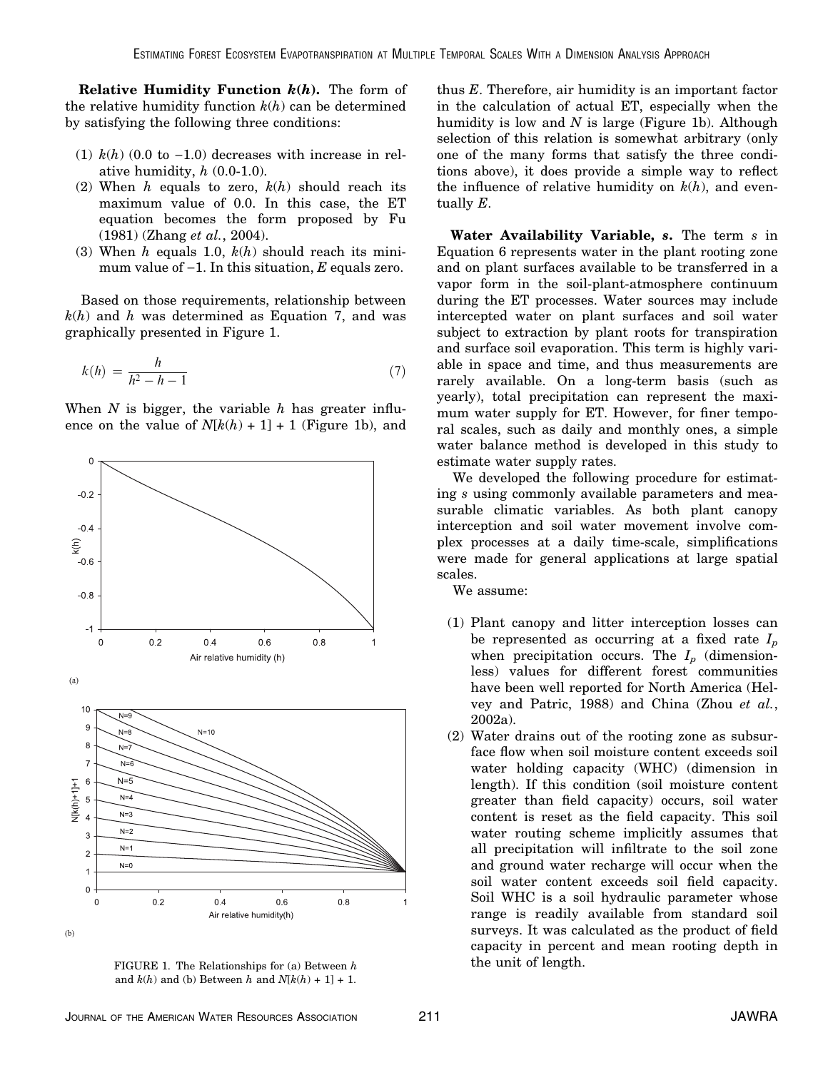**Relative Humidity Function $k(h)$.** The form of the relative humidity function $k(h)$ can be determined by satisfying the following three conditions:

1. $k(h)$ (0.0 to −1.0) decreases with increase in relative humidity, $h$ (0.0-1.0).
2. When $h$ equals to zero, $k(h)$ should reach its maximum value of 0.0. In this case, the ET equation becomes the form proposed by Fu (1981) (Zhang *et al.*, 2004).
3. When $h$ equals 1.0, $k(h)$ should reach its minimum value of −1. In this situation, $E$ equals zero.

Based on those requirements, relationship between $k(h)$ and $h$ was determined as Equation 7, and was graphically presented in Figure 1.

$$k(h) = \frac{h}{h^2 - h - 1} \tag{7}$$

When $N$ is bigger, the variable $h$ has greater influence on the value of $N[k(h) + 1] + 1$ (Figure 1b), and thus $E$. Therefore, air humidity is an important factor in the calculation of actual ET, especially when the humidity is low and $N$ is large (Figure 1b). Although selection of this relation is somewhat arbitrary (only one of the many forms that satisfy the three conditions above), it does provide a simple way to reflect the influence of relative humidity on $k(h)$, and eventually $E$.

FIGURE 1. The Relationships for (a) Between $h$ and $k(h)$ and (b) Between $h$ and $N[k(h) + 1] + 1$.

**Water Availability Variable, $s$.** The term $s$ in Equation 6 represents water in the plant rooting zone and on plant surfaces available to be transferred in a vapor form in the soil-plant-atmosphere continuum during the ET processes. Water sources may include intercepted water on plant surfaces and soil water subject to extraction by plant roots for transpiration and surface soil evaporation. This term is highly variable in space and time, and thus measurements are rarely available. On a long-term basis (such as yearly), total precipitation can represent the maximum water supply for ET. However, for finer temporal scales, such as daily and monthly ones, a simple water balance method is developed in this study to estimate water supply rates.

We developed the following procedure for estimating $s$ using commonly available parameters and measurable climatic variables. As both plant canopy interception and soil water movement involve complex processes at a daily time-scale, simplifications were made for general applications at large spatial scales.

We assume:

1. Plant canopy and litter interception losses can be represented as occurring at a fixed rate $I_p$ when precipitation occurs. The $I_p$ (dimensionless) values for different forest communities have been well reported for North America (Helvey and Patric, 1988) and China (Zhou *et al.*, 2002a).
2. Water drains out of the rooting zone as subsurface flow when soil moisture content exceeds soil water holding capacity (WHC) (dimension in length). If this condition (soil moisture content greater than field capacity) occurs, soil water content is reset as the field capacity. This soil water routing scheme implicitly assumes that all precipitation will infiltrate to the soil zone and ground water recharge will occur when the soil water content exceeds soil field capacity. Soil WHC is a soil hydraulic parameter whose range is readily available from standard soil surveys. It was calculated as the product of field capacity in percent and mean rooting depth in the unit of length.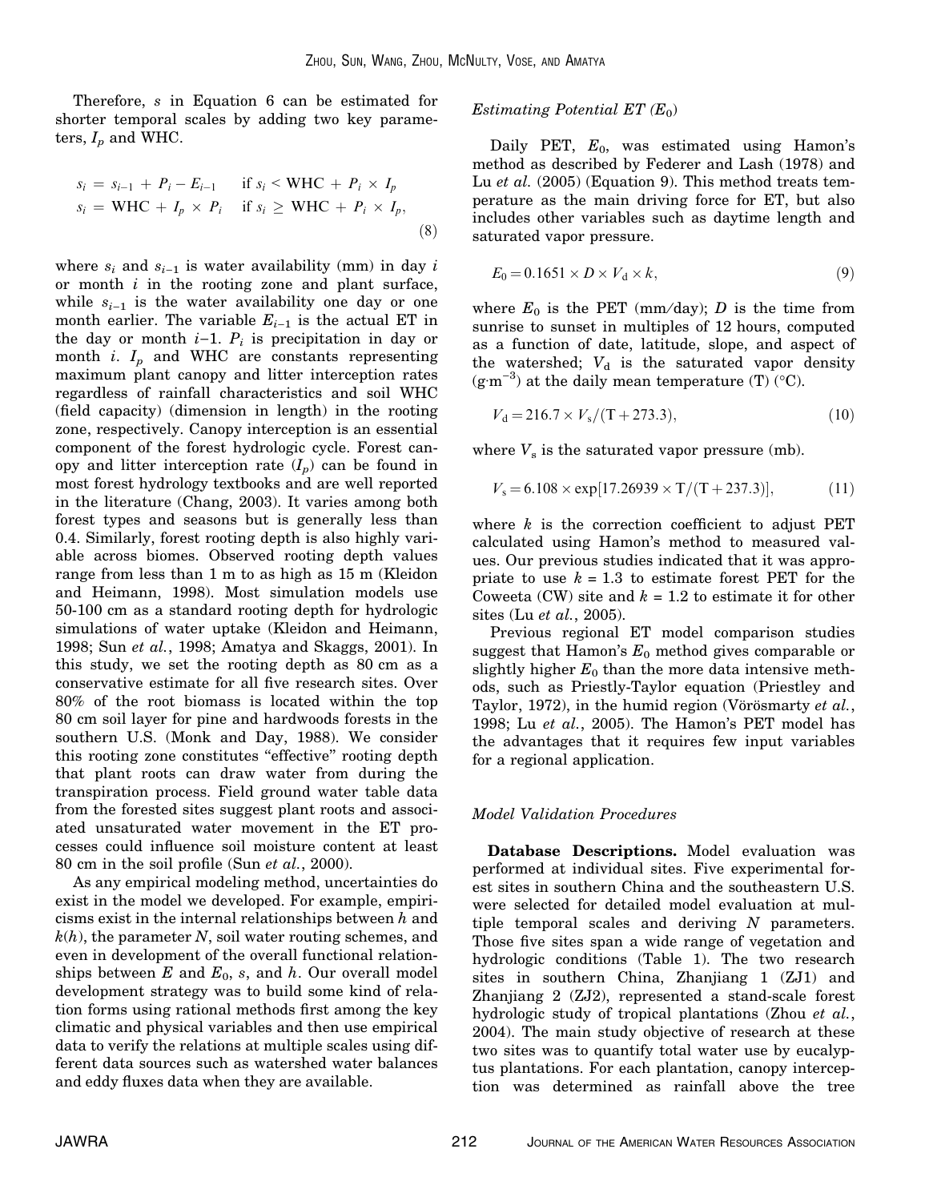Therefore, $s$ in Equation 6 can be estimated for shorter temporal scales by adding two key parameters, $I_p$ and WHC.

$$
\begin{aligned}
s_i &= s_{i-1} + P_i - E_{i-1} \quad \text{if } s_i < \text{WHC} + P_i \times I_p \\
s_i &= \text{WHC} + I_p \times P_i \quad \text{if } s_i \geq \text{WHC} + P_i \times I_p,
\end{aligned}
\tag{8}
$$

where $s_i$ and $s_{i-1}$ is water availability (mm) in day $i$ or month $i$ in the rooting zone and plant surface, while $s_{i-1}$ is the water availability one day or one month earlier. The variable $E_{i-1}$ is the actual ET in the day or month $i$−1. $P_i$ is precipitation in day or month $i$. $I_p$ and WHC are constants representing maximum plant canopy and litter interception rates regardless of rainfall characteristics and soil WHC (field capacity) (dimension in length) in the rooting zone, respectively. Canopy interception is an essential component of the forest hydrologic cycle. Forest canopy and litter interception rate ($I_p$) can be found in most forest hydrology textbooks and are well reported in the literature (Chang, 2003). It varies among both forest types and seasons but is generally less than 0.4. Similarly, forest rooting depth is also highly variable across biomes. Observed rooting depth values range from less than 1 m to as high as 15 m (Kleidon and Heimann, 1998). Most simulation models use 50-100 cm as a standard rooting depth for hydrologic simulations of water uptake (Kleidon and Heimann, 1998; Sun *et al.*, 1998; Amatya and Skaggs, 2001). In this study, we set the rooting depth as 80 cm as a conservative estimate for all five research sites. Over 80% of the root biomass is located within the top 80 cm soil layer for pine and hardwoods forests in the southern U.S. (Monk and Day, 1988). We consider this rooting zone constitutes "effective" rooting depth that plant roots can draw water from during the transpiration process. Field ground water table data from the forested sites suggest plant roots and associated unsaturated water movement in the ET processes could influence soil moisture content at least 80 cm in the soil profile (Sun *et al.*, 2000).

As any empirical modeling method, uncertainties do exist in the model we developed. For example, empiricisms exist in the internal relationships between $h$ and $k(h)$, the parameter $N$, soil water routing schemes, and even in development of the overall functional relationships between $E$ and $E_0$, $s$, and $h$. Our overall model development strategy was to build some kind of relation forms using rational methods first among the key climatic and physical variables and then use empirical data to verify the relations at multiple scales using different data sources such as watershed water balances and eddy fluxes data when they are available.

### *Estimating Potential ET ($E_0$)*

Daily PET, $E_0$, was estimated using Hamon's method as described by Federer and Lash (1978) and Lu *et al.* (2005) (Equation 9). This method treats temperature as the main driving force for ET, but also includes other variables such as daytime length and saturated vapor pressure.

$$E_0 = 0.1651 \times D \times V_d \times k, \tag{9}$$

where $E_0$ is the PET (mm/day); $D$ is the time from sunrise to sunset in multiples of 12 hours, computed as a function of date, latitude, slope, and aspect of the watershed; $V_d$ is the saturated vapor density (g·m$^{-3}$) at the daily mean temperature (T) (°C).

$$V_d = 216.7 \times V_s/(\text{T} + 273.3), \tag{10}$$

where $V_s$ is the saturated vapor pressure (mb).

$$V_s = 6.108 \times \exp[17.26939 \times \text{T}/(\text{T} + 237.3)], \tag{11}$$

where $k$ is the correction coefficient to adjust PET calculated using Hamon's method to measured values. Our previous studies indicated that it was appropriate to use $k$ = 1.3 to estimate forest PET for the Coweeta (CW) site and $k$ = 1.2 to estimate it for other sites (Lu *et al.*, 2005).

Previous regional ET model comparison studies suggest that Hamon's $E_0$ method gives comparable or slightly higher $E_0$ than the more data intensive methods, such as Priestly-Taylor equation (Priestley and Taylor, 1972), in the humid region (Vörösmarty *et al.*, 1998; Lu *et al.*, 2005). The Hamon's PET model has the advantages that it requires few input variables for a regional application.

### *Model Validation Procedures*

**Database Descriptions.** Model evaluation was performed at individual sites. Five experimental forest sites in southern China and the southeastern U.S. were selected for detailed model evaluation at multiple temporal scales and deriving $N$ parameters. Those five sites span a wide range of vegetation and hydrologic conditions (Table 1). The two research sites in southern China, Zhanjiang 1 (ZJ1) and Zhanjiang 2 (ZJ2), represented a stand-scale forest hydrologic study of tropical plantations (Zhou *et al.*, 2004). The main study objective of research at these two sites was to quantify total water use by eucalyptus plantations. For each plantation, canopy interception was determined as rainfall above the tree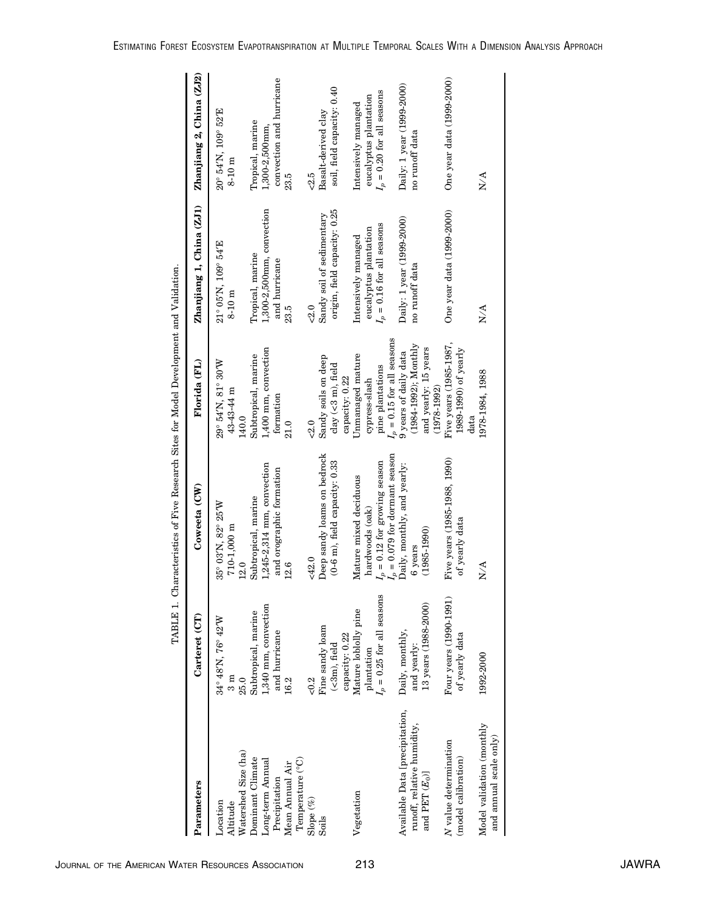TABLE 1. Characteristics of Five Research Sites for Model Development and Validation.

| Parameters | Carteret (CT) | Coweeta (CW) | Florida (FL) | Zhanjiang 1, China (ZJ1) | Zhanjiang 2, China (ZJ2) |
|---|---|---|---|---|---|
| Location | 34° 48'N, 76° 42'W | 35° 03'N, 82° 25'W | 29° 54'N, 81° 30'W | 21° 05'N, 109° 54'E | 20° 54'N, 109° 52'E |
| Altitude | 3 m | 710-1,000 m | 43-43-44 m | 8-10 m | 8-10 m |
| Watershed Size (ha) | 25.0 | 12.0 | 140.0 | | |
| Dominant Climate | Subtropical, marine | Subtropical, marine | Subtropical, marine | Tropical, marine | Tropical, marine |
| Long-term Annual Precipitation | 1,340 mm, convection and hurricane | 1,245-2,314 mm, convection and orographic formation | 1,400 mm, convection formation | 1,300-2,500mm, convection and hurricane | 1,300-2,500mm, convection and hurricane |
| Mean Annual Air Temperature (°C) | 16.2 | 12.6 | 21.0 | 23.5 | 23.5 |
| Slope (%) | <0.2 | <42.0 | <2.0 | <2.0 | <2.5 |
| Soils | Fine sandy loam (<3m), field capacity: 0.22 | Deep sandy loams on bedrock (0-6 m), field capacity: 0.33 | Sandy soils on deep clay (<3 m), field capacity: 0.22 | Sandy soil of sedimentary origin, field capacity: 0.25 | Basalt-derived clay soil, field capacity: 0.40 |
| Vegetation | Mature loblolly pine plantation $I_p$ = 0.25 for all seasons | Mature mixed deciduous hardwoods (oak) $I_p$ = 0.12 for growing season $I_p$ = 0.079 for dormant season | Unmanaged mature cypress-slash pine plantations $I_p$ = 0.15 for all seasons | Intensively managed eucalyptus plantation $I_p$ = 0.16 for all seasons | Intensively managed eucalyptus plantation $I_p$ = 0.20 for all seasons |
| Available Data [precipitation, runoff, relative humidity, and PET ($E_0$)] | Daily, monthly, and yearly: 13 years (1988-2000) | Daily, monthly, and yearly: 6 years (1985-1990) | 9 years of daily data (1984-1992); Monthly and yearly: 15 years (1978-1992) | Daily: 1 year (1999-2000) no runoff data | Daily: 1 year (1999-2000) no runoff data |
| N value determination (model calibration) | Four years (1990-1991) of yearly data | Five years (1985-1988, 1990) of yearly data | Five years (1985-1987, 1989-1990) of yearly data | One year data (1999-2000) | One year data (1999-2000) |
| Model validation (monthly and annual scale only) | 1992-2000 | N/A | 1978-1984, 1988 | N/A | N/A |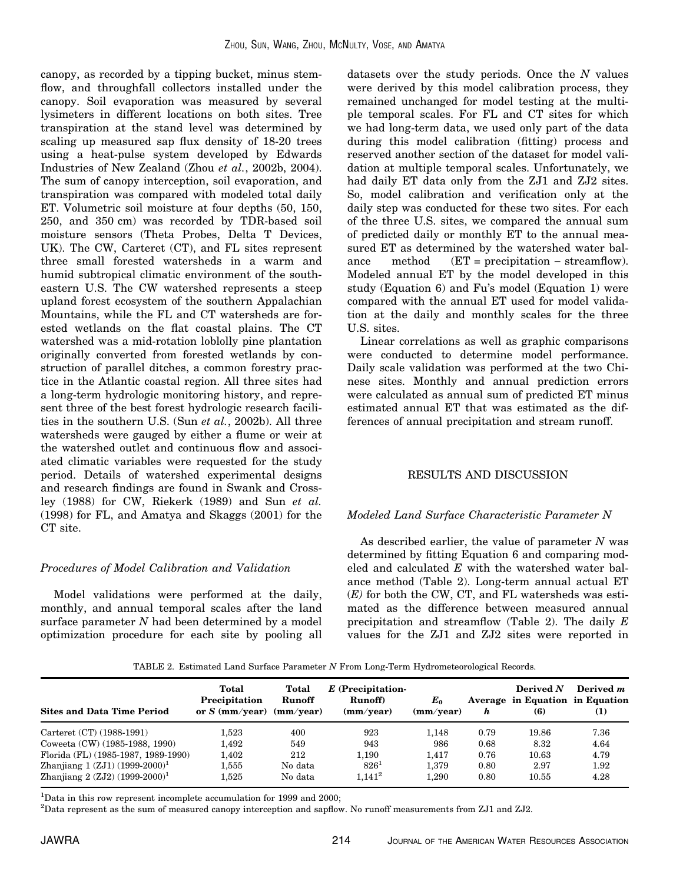canopy, as recorded by a tipping bucket, minus stemflow, and throughfall collectors installed under the canopy. Soil evaporation was measured by several lysimeters in different locations on both sites. Tree transpiration at the stand level was determined by scaling up measured sap flux density of 18-20 trees using a heat-pulse system developed by Edwards Industries of New Zealand (Zhou *et al.*, 2002b, 2004). The sum of canopy interception, soil evaporation, and transpiration was compared with modeled total daily ET. Volumetric soil moisture at four depths (50, 150, 250, and 350 cm) was recorded by TDR-based soil moisture sensors (Theta Probes, Delta T Devices, UK). The CW, Carteret (CT), and FL sites represent three small forested watersheds in a warm and humid subtropical climatic environment of the southeastern U.S. The CW watershed represents a steep upland forest ecosystem of the southern Appalachian Mountains, while the FL and CT watersheds are forested wetlands on the flat coastal plains. The CT watershed was a mid-rotation loblolly pine plantation originally converted from forested wetlands by construction of parallel ditches, a common forestry practice in the Atlantic coastal region. All three sites had a long-term hydrologic monitoring history, and represent three of the best forest hydrologic research facilities in the southern U.S. (Sun *et al.*, 2002b). All three watersheds were gauged by either a flume or weir at the watershed outlet and continuous flow and associated climatic variables were requested for the study period. Details of watershed experimental designs and research findings are found in Swank and Crossley (1988) for CW, Riekerk (1989) and Sun *et al.* (1998) for FL, and Amatya and Skaggs (2001) for the CT site.

### *Procedures of Model Calibration and Validation*

Model validations were performed at the daily, monthly, and annual temporal scales after the land surface parameter $N$ had been determined by a model optimization procedure for each site by pooling all datasets over the study periods. Once the $N$ values were derived by this model calibration process, they remained unchanged for model testing at the multiple temporal scales. For FL and CT sites for which we had long-term data, we used only part of the data during this model calibration (fitting) process and reserved another section of the dataset for model validation at multiple temporal scales. Unfortunately, we had daily ET data only from the ZJ1 and ZJ2 sites. So, model calibration and verification only at the daily step was conducted for these two sites. For each of the three U.S. sites, we compared the annual sum of predicted daily or monthly ET to the annual measured ET as determined by the watershed water balance method (ET = precipitation – streamflow). Modeled annual ET by the model developed in this study (Equation 6) and Fu's model (Equation 1) were compared with the annual ET used for model validation at the daily and monthly scales for the three U.S. sites.

Linear correlations as well as graphic comparisons were conducted to determine model performance. Daily scale validation was performed at the two Chinese sites. Monthly and annual prediction errors were calculated as annual sum of predicted ET minus estimated annual ET that was estimated as the differences of annual precipitation and stream runoff.

## RESULTS AND DISCUSSION

### *Modeled Land Surface Characteristic Parameter N*

As described earlier, the value of parameter $N$ was determined by fitting Equation 6 and comparing modeled and calculated $E$ with the watershed water balance method (Table 2). Long-term annual actual ET ($E$) for both the CW, CT, and FL watersheds was estimated as the difference between measured annual precipitation and streamflow (Table 2). The daily $E$ values for the ZJ1 and ZJ2 sites were reported in

TABLE 2. Estimated Land Surface Parameter $N$ From Long-Term Hydrometeorological Records.

| Sites and Data Time Period | Total Precipitation or $S$ (mm/year) | Total Runoff (mm/year) | $E$ (Precipitation-Runoff) (mm/year) | $E_0$ (mm/year) | Average $h$ | Derived $N$ in Equation (6) | Derived $m$ in Equation (1) |
|---|---|---|---|---|---|---|---|
| Carteret (CT) (1988-1991) | 1,523 | 400 | 923 | 1,148 | 0.79 | 19.86 | 7.36 |
| Coweeta (CW) (1985-1988, 1990) | 1,492 | 549 | 943 | 986 | 0.68 | 8.32 | 4.64 |
| Florida (FL) (1985-1987, 1989-1990) | 1,402 | 212 | 1,190 | 1,417 | 0.76 | 10.63 | 4.79 |
| Zhanjiang 1 (ZJ1) (1999-2000)[1] | 1,555 | No data | 826[1] | 1,379 | 0.80 | 2.97 | 1.92 |
| Zhanjiang 2 (ZJ2) (1999-2000)[1] | 1,525 | No data | 1,141[2] | 1,290 | 0.80 | 10.55 | 4.28 |

[1]Data in this row represent incomplete accumulation for 1999 and 2000;

[2]Data represent as the sum of measured canopy interception and sapflow. No runoff measurements from ZJ1 and ZJ2.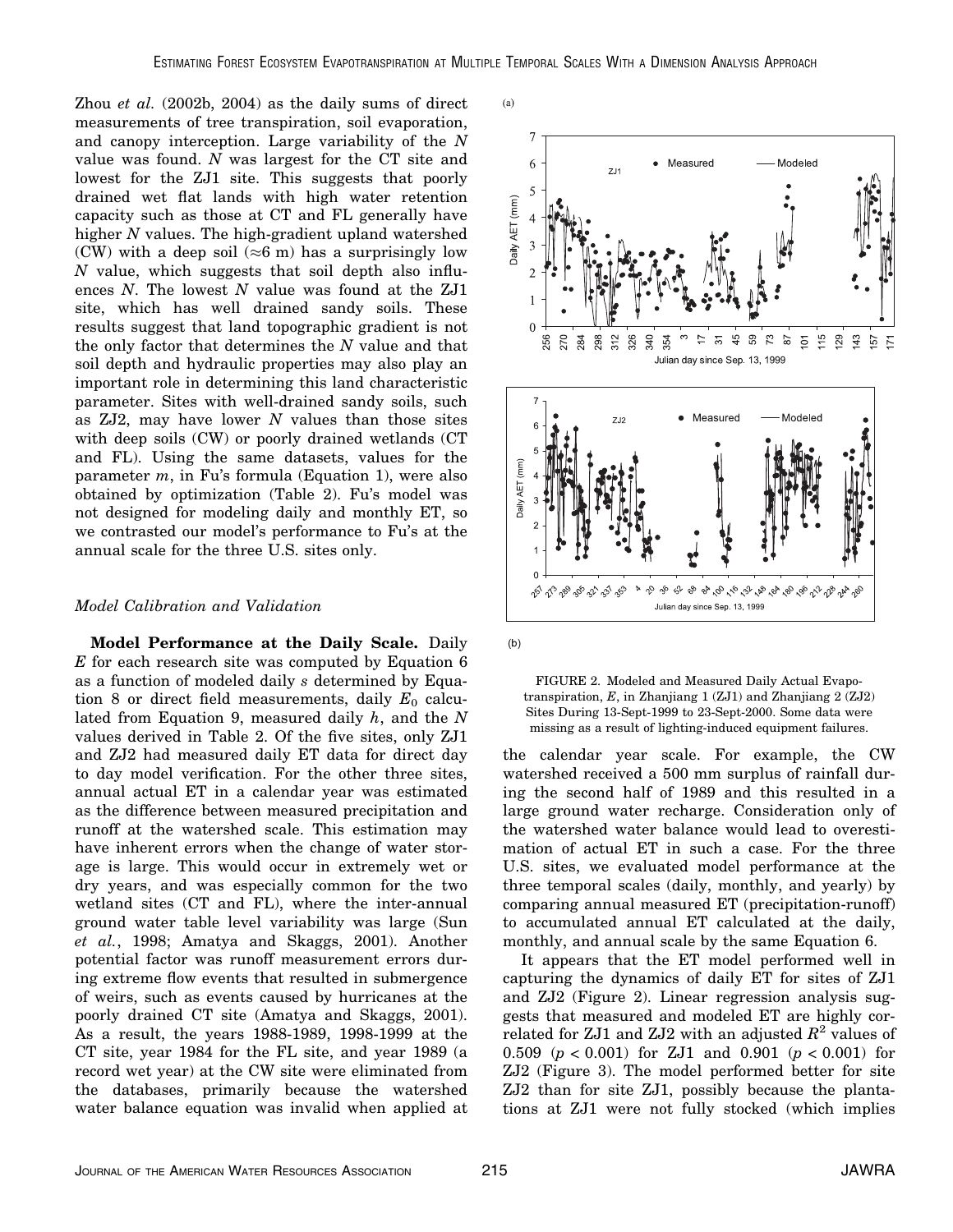Zhou *et al.* (2002b, 2004) as the daily sums of direct measurements of tree transpiration, soil evaporation, and canopy interception. Large variability of the $N$ value was found. $N$ was largest for the CT site and lowest for the ZJ1 site. This suggests that poorly drained wet flat lands with high water retention capacity such as those at CT and FL generally have higher $N$ values. The high-gradient upland watershed (CW) with a deep soil ($\approx$6 m) has a surprisingly low $N$ value, which suggests that soil depth also influences $N$. The lowest $N$ value was found at the ZJ1 site, which has well drained sandy soils. These results suggest that land topographic gradient is not the only factor that determines the $N$ value and that soil depth and hydraulic properties may also play an important role in determining this land characteristic parameter. Sites with well-drained sandy soils, such as ZJ2, may have lower $N$ values than those sites with deep soils (CW) or poorly drained wetlands (CT and FL). Using the same datasets, values for the parameter $m$, in Fu's formula (Equation 1), were also obtained by optimization (Table 2). Fu's model was not designed for modeling daily and monthly ET, so we contrasted our model's performance to Fu's at the annual scale for the three U.S. sites only.

### *Model Calibration and Validation*

**Model Performance at the Daily Scale.** Daily $E$ for each research site was computed by Equation 6 as a function of modeled daily $s$ determined by Equation 8 or direct field measurements, daily $E_0$ calculated from Equation 9, measured daily $h$, and the $N$ values derived in Table 2. Of the five sites, only ZJ1 and ZJ2 had measured daily ET data for direct day to day model verification. For the other three sites, annual actual ET in a calendar year was estimated as the difference between measured precipitation and runoff at the watershed scale. This estimation may have inherent errors when the change of water storage is large. This would occur in extremely wet or dry years, and was especially common for the two wetland sites (CT and FL), where the inter-annual ground water table level variability was large (Sun *et al.*, 1998; Amatya and Skaggs, 2001). Another potential factor was runoff measurement errors during extreme flow events that resulted in submergence of weirs, such as events caused by hurricanes at the poorly drained CT site (Amatya and Skaggs, 2001). As a result, the years 1988-1989, 1998-1999 at the CT site, year 1984 for the FL site, and year 1989 (a record wet year) at the CW site were eliminated from the databases, primarily because the watershed water balance equation was invalid when applied at the calendar year scale. For example, the CW watershed received a 500 mm surplus of rainfall during the second half of 1989 and this resulted in a large ground water recharge. Consideration only of the watershed water balance would lead to overestimation of actual ET in such a case. For the three U.S. sites, we evaluated model performance at the three temporal scales (daily, monthly, and yearly) by comparing annual measured ET (precipitation-runoff) to accumulated annual ET calculated at the daily, monthly, and annual scale by the same Equation 6.

FIGURE 2. Modeled and Measured Daily Actual Evapotranspiration, $E$, in Zhanjiang 1 (ZJ1) and Zhanjiang 2 (ZJ2) Sites During 13-Sept-1999 to 23-Sept-2000. Some data were missing as a result of lighting-induced equipment failures.

It appears that the ET model performed well in capturing the dynamics of daily ET for sites of ZJ1 and ZJ2 (Figure 2). Linear regression analysis suggests that measured and modeled ET are highly correlated for ZJ1 and ZJ2 with an adjusted $R^2$ values of 0.509 ($p < 0.001$) for ZJ1 and 0.901 ($p < 0.001$) for ZJ2 (Figure 3). The model performed better for site ZJ2 than for site ZJ1, possibly because the plantations at ZJ1 were not fully stocked (which implies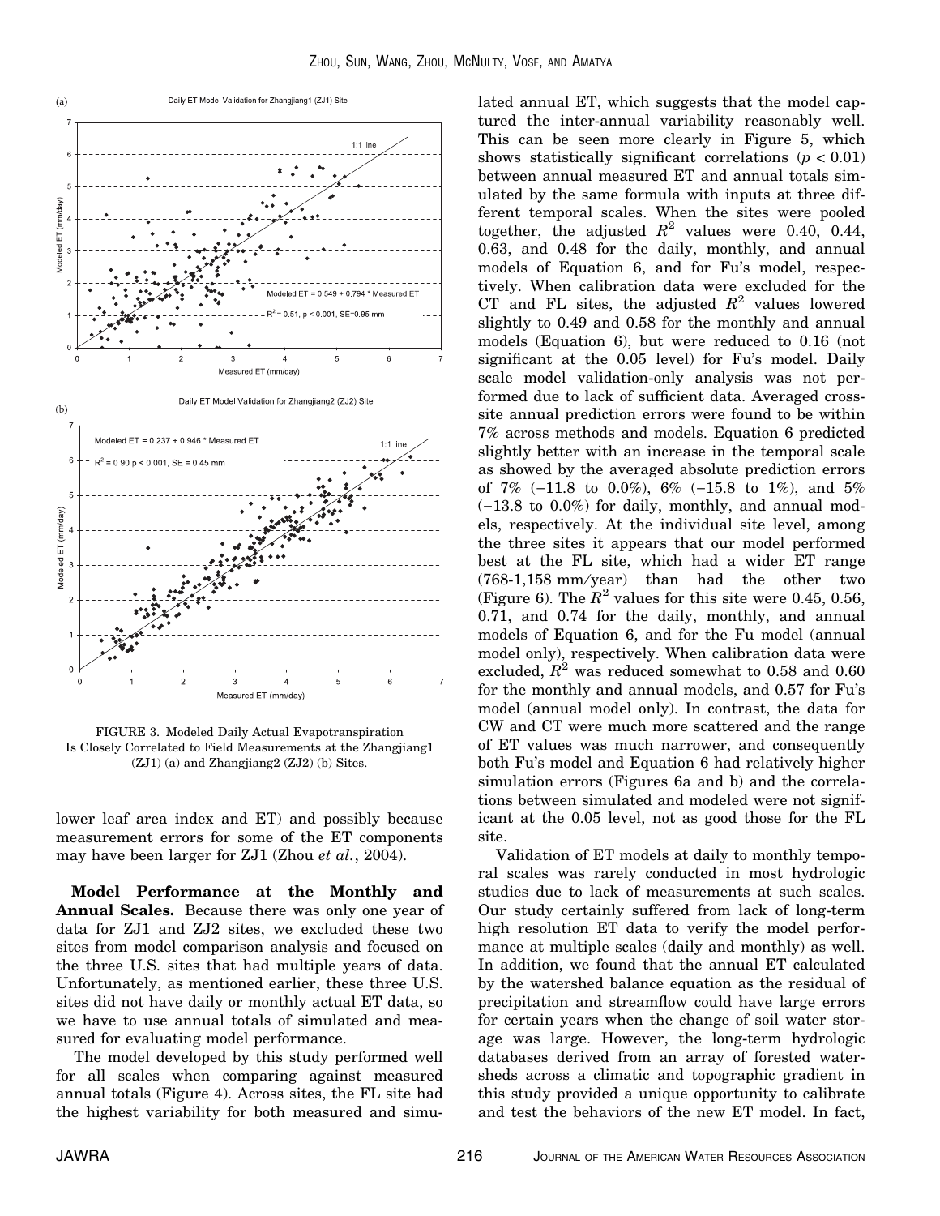FIGURE 3. Modeled Daily Actual Evapotranspiration Is Closely Correlated to Field Measurements at the Zhangjiang1 (ZJ1) (a) and Zhangjiang2 (ZJ2) (b) Sites.

lower leaf area index and ET) and possibly because measurement errors for some of the ET components may have been larger for ZJ1 (Zhou *et al.*, 2004).

**Model Performance at the Monthly and Annual Scales.** Because there was only one year of data for ZJ1 and ZJ2 sites, we excluded these two sites from model comparison analysis and focused on the three U.S. sites that had multiple years of data. Unfortunately, as mentioned earlier, these three U.S. sites did not have daily or monthly actual ET data, so we have to use annual totals of simulated and measured for evaluating model performance.

The model developed by this study performed well for all scales when comparing against measured annual totals (Figure 4). Across sites, the FL site had the highest variability for both measured and simulated annual ET, which suggests that the model captured the inter-annual variability reasonably well. This can be seen more clearly in Figure 5, which shows statistically significant correlations ($p < 0.01$) between annual measured ET and annual totals simulated by the same formula with inputs at three different temporal scales. When the sites were pooled together, the adjusted $R^2$ values were 0.40, 0.44, 0.63, and 0.48 for the daily, monthly, and annual models of Equation 6, and for Fu's model, respectively. When calibration data were excluded for the CT and FL sites, the adjusted $R^2$ values lowered slightly to 0.49 and 0.58 for the monthly and annual models (Equation 6), but were reduced to 0.16 (not significant at the 0.05 level) for Fu's model. Daily scale model validation-only analysis was not performed due to lack of sufficient data. Averaged cross-site annual prediction errors were found to be within 7% across methods and models. Equation 6 predicted slightly better with an increase in the temporal scale as showed by the averaged absolute prediction errors of 7% (−11.8 to 0.0%), 6% (−15.8 to 1%), and 5% (−13.8 to 0.0%) for daily, monthly, and annual models, respectively. At the individual site level, among the three sites it appears that our model performed best at the FL site, which had a wider ET range (768-1,158 mm/year) than had the other two (Figure 6). The $R^2$ values for this site were 0.45, 0.56, 0.71, and 0.74 for the daily, monthly, and annual models of Equation 6, and for the Fu model (annual model only), respectively. When calibration data were excluded, $R^2$ was reduced somewhat to 0.58 and 0.60 for the monthly and annual models, and 0.57 for Fu's model (annual model only). In contrast, the data for CW and CT were much more scattered and the range of ET values was much narrower, and consequently both Fu's model and Equation 6 had relatively higher simulation errors (Figures 6a and b) and the correlations between simulated and modeled were not significant at the 0.05 level, not as good those for the FL site.

Validation of ET models at daily to monthly temporal scales was rarely conducted in most hydrologic studies due to lack of measurements at such scales. Our study certainly suffered from lack of long-term high resolution ET data to verify the model performance at multiple scales (daily and monthly) as well. In addition, we found that the annual ET calculated by the watershed balance equation as the residual of precipitation and streamflow could have large errors for certain years when the change of soil water storage was large. However, the long-term hydrologic databases derived from an array of forested watersheds across a climatic and topographic gradient in this study provided a unique opportunity to calibrate and test the behaviors of the new ET model. In fact,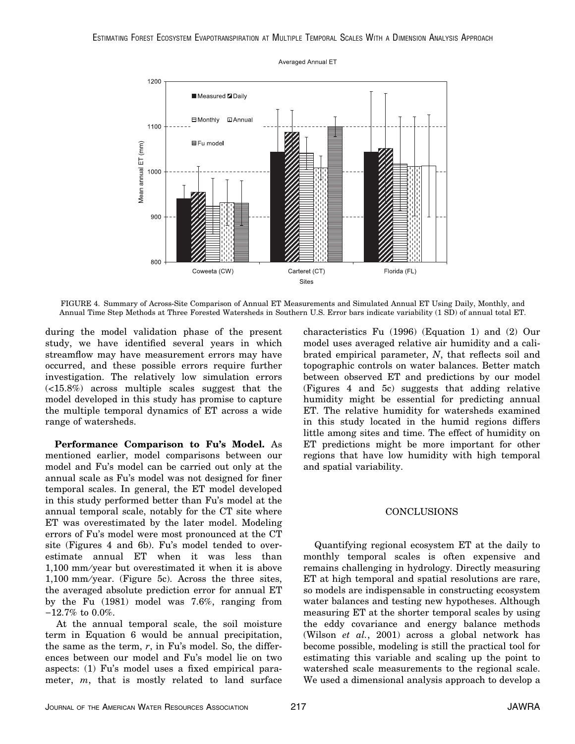FIGURE 4. Summary of Across-Site Comparison of Annual ET Measurements and Simulated Annual ET Using Daily, Monthly, and Annual Time Step Methods at Three Forested Watersheds in Southern U.S. Error bars indicate variability (1 SD) of annual total ET.

during the model validation phase of the present study, we have identified several years in which streamflow may have measurement errors may have occurred, and these possible errors require further investigation. The relatively low simulation errors (<15.8%) across multiple scales suggest that the model developed in this study has promise to capture the multiple temporal dynamics of ET across a wide range of watersheds.

**Performance Comparison to Fu's Model.** As mentioned earlier, model comparisons between our model and Fu's model can be carried out only at the annual scale as Fu's model was not designed for finer temporal scales. In general, the ET model developed in this study performed better than Fu's model at the annual temporal scale, notably for the CT site where ET was overestimated by the later model. Modeling errors of Fu's model were most pronounced at the CT site (Figures 4 and 6b). Fu's model tended to overestimate annual ET when it was less than 1,100 mm/year but overestimated it when it is above 1,100 mm/year. (Figure 5c). Across the three sites, the averaged absolute prediction error for annual ET by the Fu (1981) model was 7.6%, ranging from −12.7% to 0.0%.

At the annual temporal scale, the soil moisture term in Equation 6 would be annual precipitation, the same as the term, $r$, in Fu's model. So, the differences between our model and Fu's model lie on two aspects: (1) Fu's model uses a fixed empirical parameter, $m$, that is mostly related to land surface characteristics Fu (1996) (Equation 1) and (2) Our model uses averaged relative air humidity and a calibrated empirical parameter, $N$, that reflects soil and topographic controls on water balances. Better match between observed ET and predictions by our model (Figures 4 and 5c) suggests that adding relative humidity might be essential for predicting annual ET. The relative humidity for watersheds examined in this study located in the humid regions differs little among sites and time. The effect of humidity on ET predictions might be more important for other regions that have low humidity with high temporal and spatial variability.

## CONCLUSIONS

Quantifying regional ecosystem ET at the daily to monthly temporal scales is often expensive and remains challenging in hydrology. Directly measuring ET at high temporal and spatial resolutions are rare, so models are indispensable in constructing ecosystem water balances and testing new hypotheses. Although measuring ET at the shorter temporal scales by using the eddy covariance and energy balance methods (Wilson *et al.*, 2001) across a global network has become possible, modeling is still the practical tool for estimating this variable and scaling up the point to watershed scale measurements to the regional scale. We used a dimensional analysis approach to develop a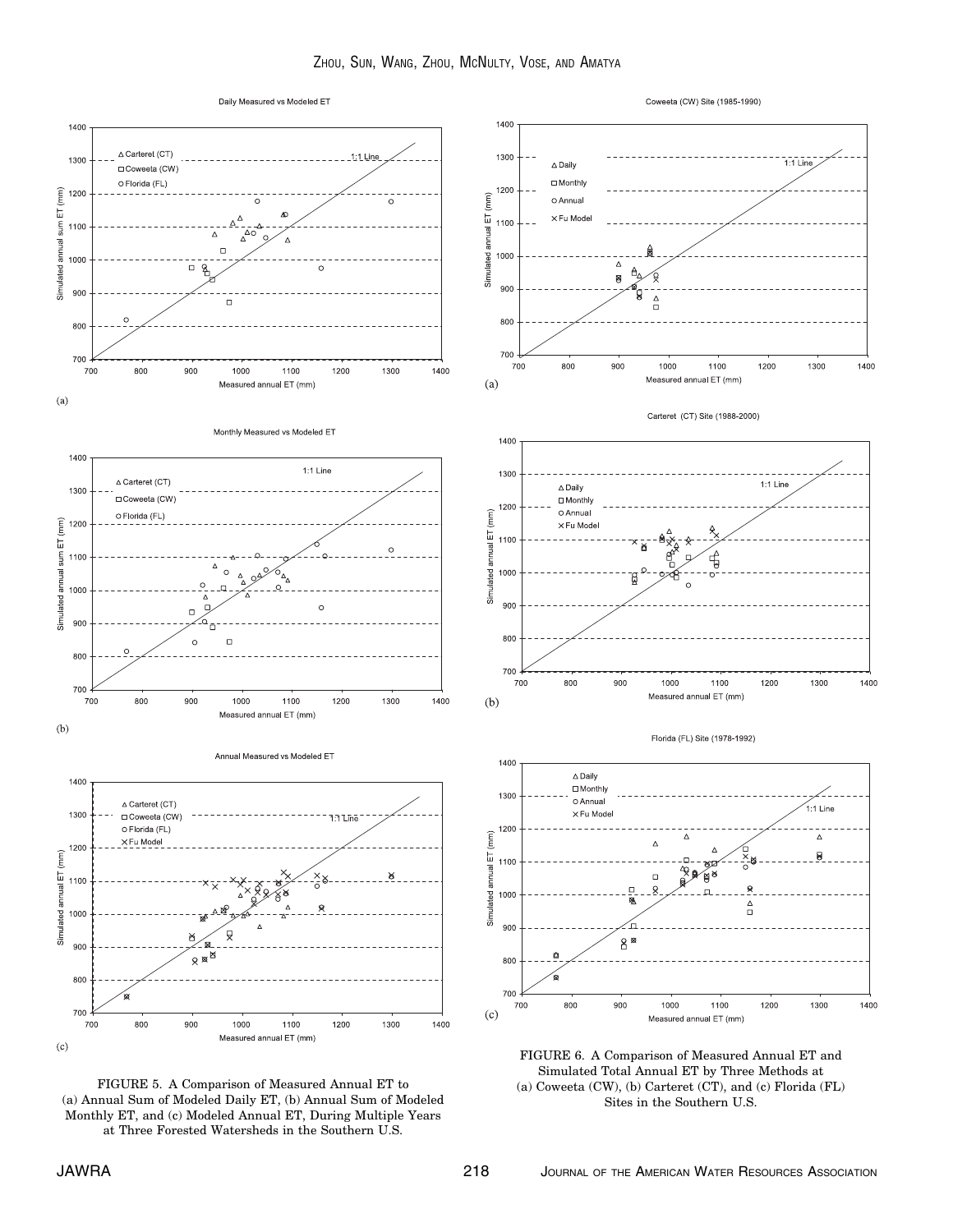FIGURE 5. A Comparison of Measured Annual ET to (a) Annual Sum of Modeled Daily ET, (b) Annual Sum of Modeled Monthly ET, and (c) Modeled Annual ET, During Multiple Years at Three Forested Watersheds in the Southern U.S.

FIGURE 6. A Comparison of Measured Annual ET and Simulated Total Annual ET by Three Methods at (a) Coweeta (CW), (b) Carteret (CT), and (c) Florida (FL) Sites in the Southern U.S.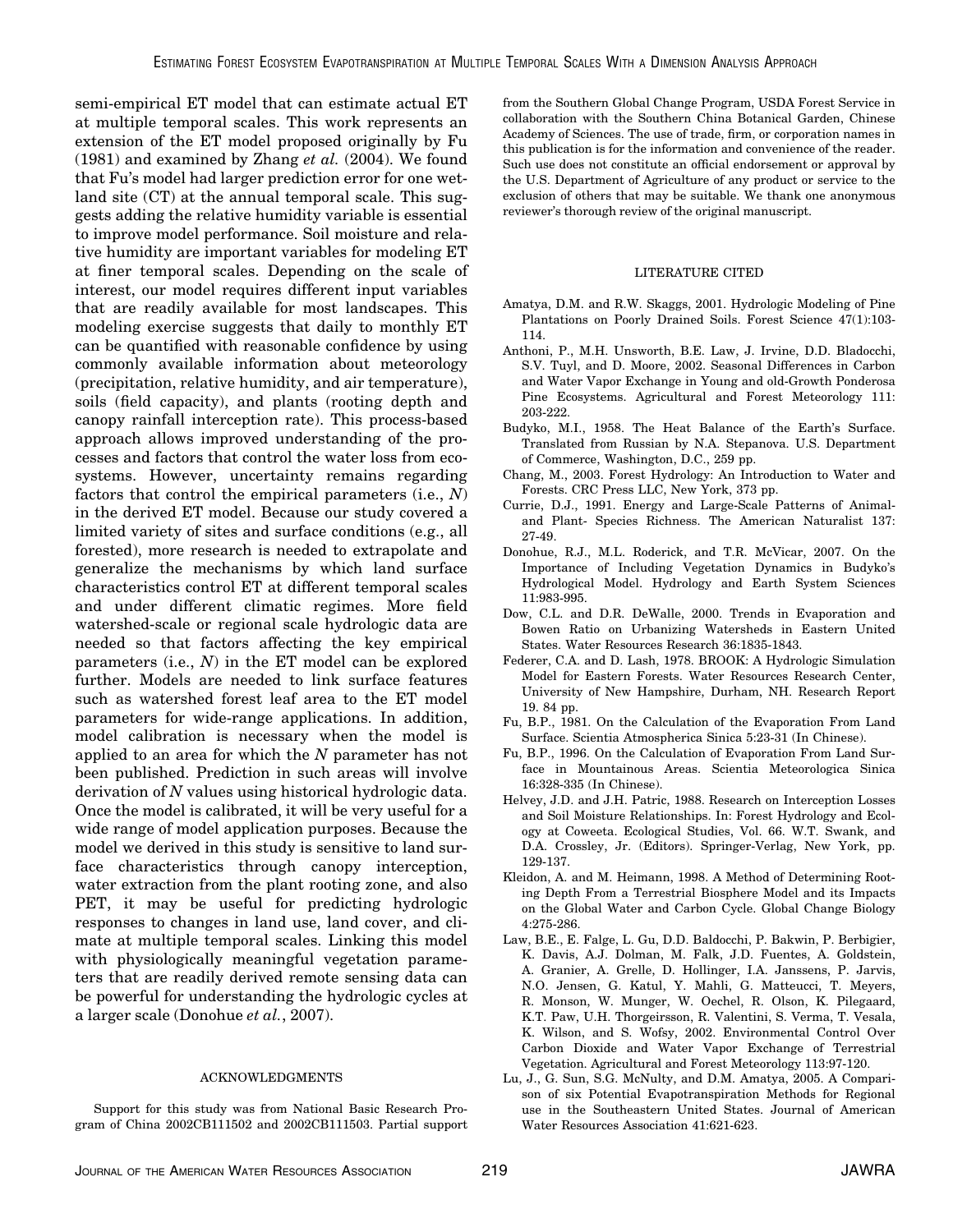semi-empirical ET model that can estimate actual ET at multiple temporal scales. This work represents an extension of the ET model proposed originally by Fu (1981) and examined by Zhang *et al.* (2004). We found that Fu's model had larger prediction error for one wetland site (CT) at the annual temporal scale. This suggests adding the relative humidity variable is essential to improve model performance. Soil moisture and relative humidity are important variables for modeling ET at finer temporal scales. Depending on the scale of interest, our model requires different input variables that are readily available for most landscapes. This modeling exercise suggests that daily to monthly ET can be quantified with reasonable confidence by using commonly available information about meteorology (precipitation, relative humidity, and air temperature), soils (field capacity), and plants (rooting depth and canopy rainfall interception rate). This process-based approach allows improved understanding of the processes and factors that control the water loss from ecosystems. However, uncertainty remains regarding factors that control the empirical parameters (i.e., $N$) in the derived ET model. Because our study covered a limited variety of sites and surface conditions (e.g., all forested), more research is needed to extrapolate and generalize the mechanisms by which land surface characteristics control ET at different temporal scales and under different climatic regimes. More field watershed-scale or regional scale hydrologic data are needed so that factors affecting the key empirical parameters (i.e., $N$) in the ET model can be explored further. Models are needed to link surface features such as watershed forest leaf area to the ET model parameters for wide-range applications. In addition, model calibration is necessary when the model is applied to an area for which the $N$ parameter has not been published. Prediction in such areas will involve derivation of $N$ values using historical hydrologic data. Once the model is calibrated, it will be very useful for a wide range of model application purposes. Because the model we derived in this study is sensitive to land surface characteristics through canopy interception, water extraction from the plant rooting zone, and also PET, it may be useful for predicting hydrologic responses to changes in land use, land cover, and climate at multiple temporal scales. Linking this model with physiologically meaningful vegetation parameters that are readily derived remote sensing data can be powerful for understanding the hydrologic cycles at a larger scale (Donohue *et al.*, 2007).

## ACKNOWLEDGMENTS

Support for this study was from National Basic Research Program of China 2002CB111502 and 2002CB111503. Partial support from the Southern Global Change Program, USDA Forest Service in collaboration with the Southern China Botanical Garden, Chinese Academy of Sciences. The use of trade, firm, or corporation names in this publication is for the information and convenience of the reader. Such use does not constitute an official endorsement or approval by the U.S. Department of Agriculture of any product or service to the exclusion of others that may be suitable. We thank one anonymous reviewer's thorough review of the original manuscript.

## LITERATURE CITED

Amatya, D.M. and R.W. Skaggs, 2001. Hydrologic Modeling of Pine Plantations on Poorly Drained Soils. Forest Science 47(1):103-114.

Anthoni, P., M.H. Unsworth, B.E. Law, J. Irvine, D.D. Bladocchi, S.V. Tuyl, and D. Moore, 2002. Seasonal Differences in Carbon and Water Vapor Exchange in Young and old-Growth Ponderosa Pine Ecosystems. Agricultural and Forest Meteorology 111: 203-222.

Budyko, M.I., 1958. The Heat Balance of the Earth's Surface. Translated from Russian by N.A. Stepanova. U.S. Department of Commerce, Washington, D.C., 259 pp.

Chang, M., 2003. Forest Hydrology: An Introduction to Water and Forests. CRC Press LLC, New York, 373 pp.

Currie, D.J., 1991. Energy and Large-Scale Patterns of Animal-and Plant- Species Richness. The American Naturalist 137: 27-49.

Donohue, R.J., M.L. Roderick, and T.R. McVicar, 2007. On the Importance of Including Vegetation Dynamics in Budyko's Hydrological Model. Hydrology and Earth System Sciences 11:983-995.

Dow, C.L. and D.R. DeWalle, 2000. Trends in Evaporation and Bowen Ratio on Urbanizing Watersheds in Eastern United States. Water Resources Research 36:1835-1843.

Federer, C.A. and D. Lash, 1978. BROOK: A Hydrologic Simulation Model for Eastern Forests. Water Resources Research Center, University of New Hampshire, Durham, NH. Research Report 19. 84 pp.

Fu, B.P., 1981. On the Calculation of the Evaporation From Land Surface. Scientia Atmospherica Sinica 5:23-31 (In Chinese).

Fu, B.P., 1996. On the Calculation of Evaporation From Land Surface in Mountainous Areas. Scientia Meteorologica Sinica 16:328-335 (In Chinese).

Helvey, J.D. and J.H. Patric, 1988. Research on Interception Losses and Soil Moisture Relationships. In: Forest Hydrology and Ecology at Coweeta. Ecological Studies, Vol. 66. W.T. Swank, and D.A. Crossley, Jr. (Editors). Springer-Verlag, New York, pp. 129-137.

Kleidon, A. and M. Heimann, 1998. A Method of Determining Rooting Depth From a Terrestrial Biosphere Model and its Impacts on the Global Water and Carbon Cycle. Global Change Biology 4:275-286.

Law, B.E., E. Falge, L. Gu, D.D. Baldocchi, P. Bakwin, P. Berbigier, K. Davis, A.J. Dolman, M. Falk, J.D. Fuentes, A. Goldstein, A. Granier, A. Grelle, D. Hollinger, I.A. Janssens, P. Jarvis, N.O. Jensen, G. Katul, Y. Mahli, G. Matteucci, T. Meyers, R. Monson, W. Munger, W. Oechel, R. Olson, K. Pilegaard, K.T. Paw, U.H. Thorgeirsson, R. Valentini, S. Verma, T. Vesala, K. Wilson, and S. Wofsy, 2002. Environmental Control Over Carbon Dioxide and Water Vapor Exchange of Terrestrial Vegetation. Agricultural and Forest Meteorology 113:97-120.

Lu, J., G. Sun, S.G. McNulty, and D.M. Amatya, 2005. A Comparison of six Potential Evapotranspiration Methods for Regional use in the Southeastern United States. Journal of American Water Resources Association 41:621-623.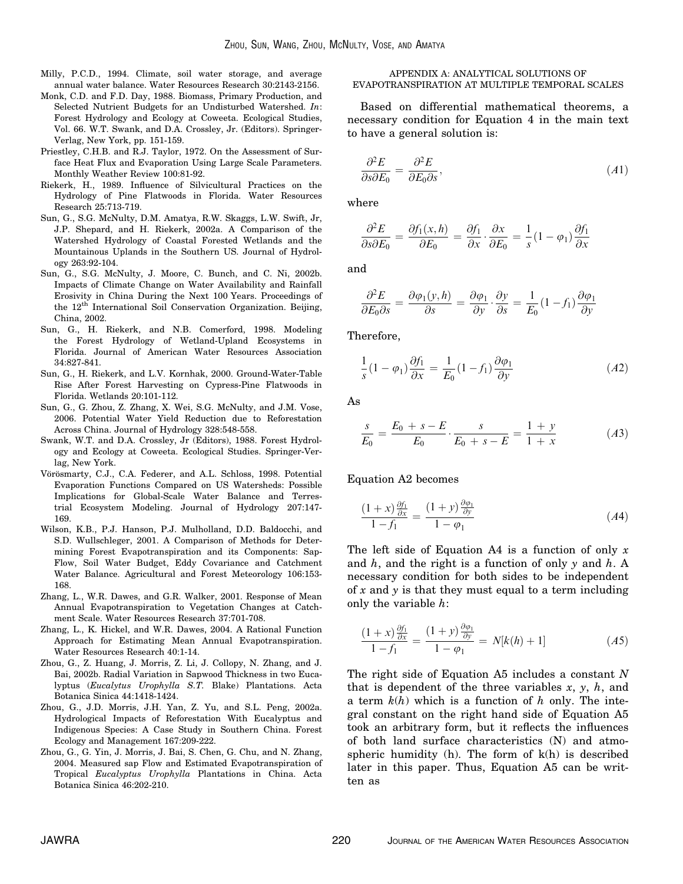Milly, P.C.D., 1994. Climate, soil water storage, and average annual water balance. Water Resources Research 30:2143-2156.

Monk, C.D. and F.D. Day, 1988. Biomass, Primary Production, and Selected Nutrient Budgets for an Undisturbed Watershed. *In*: Forest Hydrology and Ecology at Coweeta. Ecological Studies, Vol. 66. W.T. Swank, and D.A. Crossley, Jr. (Editors). Springer-Verlag, New York, pp. 151-159.

Priestley, C.H.B. and R.J. Taylor, 1972. On the Assessment of Surface Heat Flux and Evaporation Using Large Scale Parameters. Monthly Weather Review 100:81-92.

Riekerk, H., 1989. Influence of Silvicultural Practices on the Hydrology of Pine Flatwoods in Florida. Water Resources Research 25:713-719.

Sun, G., S.G. McNulty, D.M. Amatya, R.W. Skaggs, L.W. Swift, Jr, J.P. Shepard, and H. Riekerk, 2002a. A Comparison of the Watershed Hydrology of Coastal Forested Wetlands and the Mountainous Uplands in the Southern US. Journal of Hydrology 263:92-104.

Sun, G., S.G. McNulty, J. Moore, C. Bunch, and C. Ni, 2002b. Impacts of Climate Change on Water Availability and Rainfall Erosivity in China During the Next 100 Years. Proceedings of the 12th International Soil Conservation Organization. Beijing, China, 2002.

Sun, G., H. Riekerk, and N.B. Comerford, 1998. Modeling the Forest Hydrology of Wetland-Upland Ecosystems in Florida. Journal of American Water Resources Association 34:827-841.

Sun, G., H. Riekerk, and L.V. Kornhak, 2000. Ground-Water-Table Rise After Forest Harvesting on Cypress-Pine Flatwoods in Florida. Wetlands 20:101-112.

Sun, G., G. Zhou, Z. Zhang, X. Wei, S.G. McNulty, and J.M. Vose, 2006. Potential Water Yield Reduction due to Reforestation Across China. Journal of Hydrology 328:548-558.

Swank, W.T. and D.A. Crossley, Jr (Editors), 1988. Forest Hydrology and Ecology at Coweeta. Ecological Studies. Springer-Verlag, New York.

Vörösmarty, C.J., C.A. Federer, and A.L. Schloss, 1998. Potential Evaporation Functions Compared on US Watersheds: Possible Implications for Global-Scale Water Balance and Terrestrial Ecosystem Modeling. Journal of Hydrology 207:147-169.

Wilson, K.B., P.J. Hanson, P.J. Mulholland, D.D. Baldocchi, and S.D. Wullschleger, 2001. A Comparison of Methods for Determining Forest Evapotranspiration and its Components: Sap-Flow, Soil Water Budget, Eddy Covariance and Catchment Water Balance. Agricultural and Forest Meteorology 106:153-168.

Zhang, L., W.R. Dawes, and G.R. Walker, 2001. Response of Mean Annual Evapotranspiration to Vegetation Changes at Catchment Scale. Water Resources Research 37:701-708.

Zhang, L., K. Hickel, and W.R. Dawes, 2004. A Rational Function Approach for Estimating Mean Annual Evapotranspiration. Water Resources Research 40:1-14.

Zhou, G., Z. Huang, J. Morris, Z. Li, J. Collopy, N. Zhang, and J. Bai, 2002b. Radial Variation in Sapwood Thickness in two Eucalyptus (*Eucalytus Urophylla S.T.* Blake) Plantations. Acta Botanica Sinica 44:1418-1424.

Zhou, G., J.D. Morris, J.H. Yan, Z. Yu, and S.L. Peng, 2002a. Hydrological Impacts of Reforestation With Eucalyptus and Indigenous Species: A Case Study in Southern China. Forest Ecology and Management 167:209-222.

Zhou, G., G. Yin, J. Morris, J. Bai, S. Chen, G. Chu, and N. Zhang, 2004. Measured sap Flow and Estimated Evapotranspiration of Tropical *Eucalyptus Urophylla* Plantations in China. Acta Botanica Sinica 46:202-210.

## APPENDIX A: ANALYTICAL SOLUTIONS OF EVAPOTRANSPIRATION AT MULTIPLE TEMPORAL SCALES

Based on differential mathematical theorems, a necessary condition for Equation 4 in the main text to have a general solution is:

$$\frac{\partial^2 E}{\partial s \partial E_0} = \frac{\partial^2 E}{\partial E_0 \partial s}, \tag{A1}$$

where

$$\frac{\partial^2 E}{\partial s \partial E_0} = \frac{\partial f_1(x,h)}{\partial E_0} = \frac{\partial f_1}{\partial x} \cdot \frac{\partial x}{\partial E_0} = \frac{1}{s}(1-\varphi_1)\frac{\partial f_1}{\partial x}$$

and

$$\frac{\partial^2 E}{\partial E_0 \partial s} = \frac{\partial \varphi_1(y,h)}{\partial s} = \frac{\partial \varphi_1}{\partial y} \cdot \frac{\partial y}{\partial s} = \frac{1}{E_0}(1-f_1)\frac{\partial \varphi_1}{\partial y}$$

Therefore,

$$\frac{1}{s}(1-\varphi_1)\frac{\partial f_1}{\partial x} = \frac{1}{E_0}(1-f_1)\frac{\partial \varphi_1}{\partial y} \tag{A2}$$

As

$$\frac{s}{E_0} = \frac{E_0 + s - E}{E_0} \cdot \frac{s}{E_0 + s - E} = \frac{1+y}{1+x} \tag{A3}$$

Equation A2 becomes

$$\frac{(1+x)\frac{\partial f_1}{\partial x}}{1-f_1} = \frac{(1+y)\frac{\partial \varphi_1}{\partial y}}{1-\varphi_1} \tag{A4}$$

The left side of Equation A4 is a function of only $x$ and $h$, and the right is a function of only $y$ and $h$. A necessary condition for both sides to be independent of $x$ and $y$ is that they must equal to a term including only the variable $h$:

$$\frac{(1+x)\frac{\partial f_1}{\partial x}}{1-f_1} = \frac{(1+y)\frac{\partial \varphi_1}{\partial y}}{1-\varphi_1} = N[k(h)+1] \tag{A5}$$

The right side of Equation A5 includes a constant $N$ that is dependent of the three variables $x$, $y$, $h$, and a term $k(h)$ which is a function of $h$ only. The integral constant on the right hand side of Equation A5 took an arbitrary form, but it reflects the influences of both land surface characteristics (N) and atmospheric humidity (h). The form of k(h) is described later in this paper. Thus, Equation A5 can be written as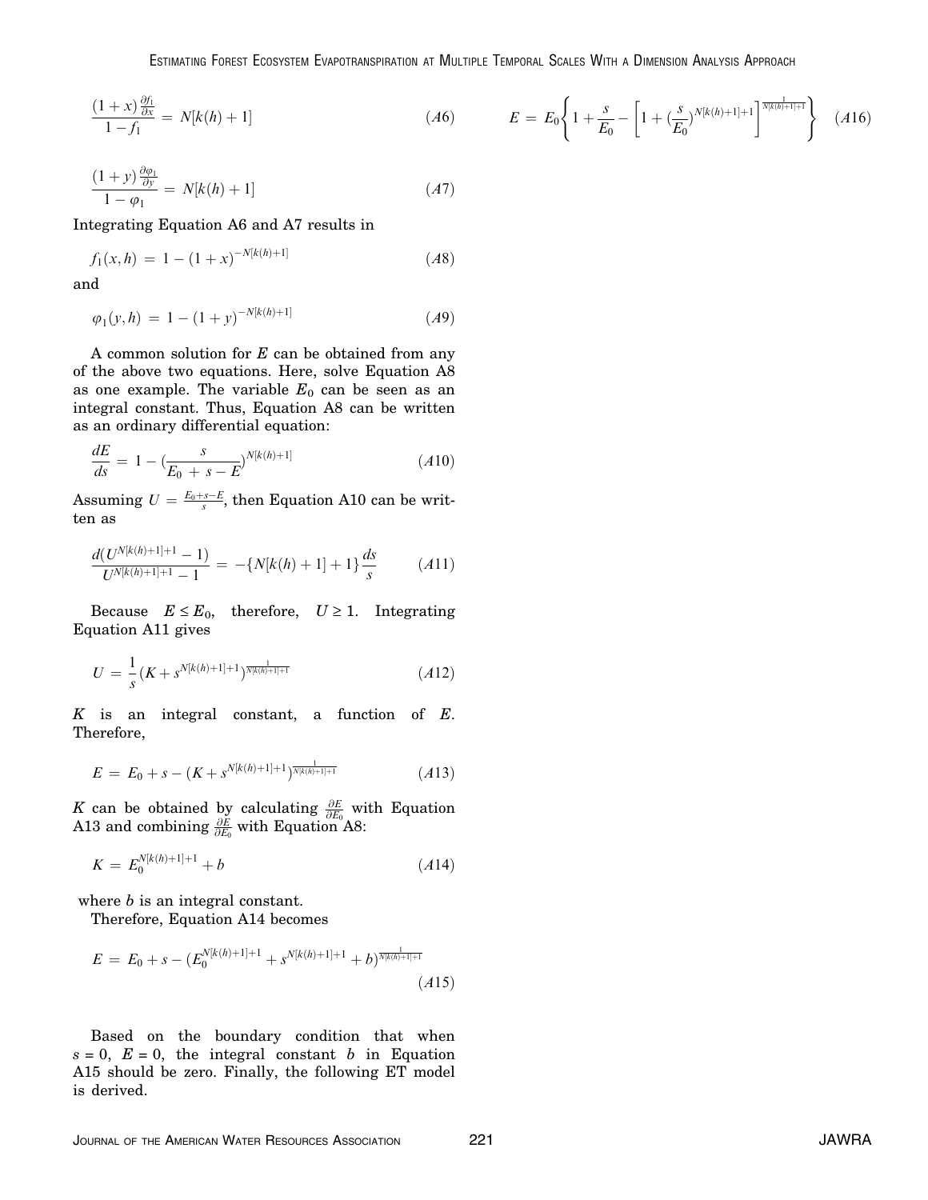$$\frac{(1+x)\frac{\partial f_1}{\partial x}}{1-f_1} = N[k(h)+1] \tag{A6}$$

$$\frac{(1+y)\frac{\partial \varphi_1}{\partial y}}{1-\varphi_1} = N[k(h)+1] \tag{A7}$$

Integrating Equation A6 and A7 results in

$$f_1(x,h) = 1-(1+x)^{-N[k(h)+1]} \tag{A8}$$

and

$$\varphi_1(y,h) = 1-(1+y)^{-N[k(h)+1]} \tag{A9}$$

A common solution for $E$ can be obtained from any of the above two equations. Here, solve Equation A8 as one example. The variable $E_0$ can be seen as an integral constant. Thus, Equation A8 can be written as an ordinary differential equation:

$$\frac{dE}{ds} = 1-\left(\frac{s}{E_0+s-E}\right)^{N[k(h)+1]} \tag{A10}$$

Assuming $U = \frac{E_0+s-E}{s}$, then Equation A10 can be written as

$$\frac{d(U^{N[k(h)+1]+1}-1)}{U^{N[k(h)+1]+1}-1} = -\{N[k(h)+1]+1\}\frac{ds}{s} \tag{A11}$$

Because $E \leq E_0$, therefore, $U \geq 1$. Integrating Equation A11 gives

$$U = \frac{1}{s}\left(K+s^{N[k(h)+1]+1}\right)^{\frac{1}{N[k(h)+1]+1}} \tag{A12}$$

$K$ is an integral constant, a function of $E$. Therefore,

$$E = E_0+s-\left(K+s^{N[k(h)+1]+1}\right)^{\frac{1}{N[k(h)+1]+1}} \tag{A13}$$

$K$ can be obtained by calculating $\frac{\partial E}{\partial E_0}$ with Equation A13 and combining $\frac{\partial E}{\partial E_0}$ with Equation A8:

$$K = E_0^{N[k(h)+1]+1}+b \tag{A14}$$

where $b$ is an integral constant.

Therefore, Equation A14 becomes

$$E = E_0+s-\left(E_0^{N[k(h)+1]+1}+s^{N[k(h)+1]+1}+b\right)^{\frac{1}{N[k(h)+1]+1}} \tag{A15}$$

Based on the boundary condition that when $s = 0$, $E = 0$, the integral constant $b$ in Equation A15 should be zero. Finally, the following ET model is derived.

$$E = E_0\left\{1+\frac{s}{E_0}-\left[1+\left(\frac{s}{E_0}\right)^{N[k(h)+1]+1}\right]^{\frac{1}{N[k(h)+1]+1}}\right\} \tag{A16}$$